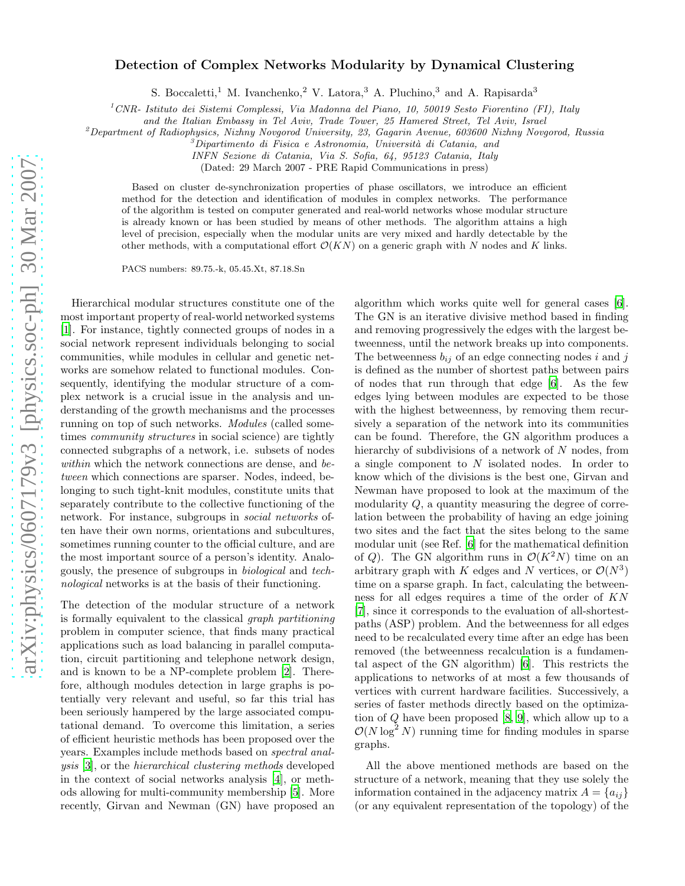# Detection of Complex Networks Modularity by Dynamical Clustering

S. Boccaletti,[1] M. Ivanchenko,[2] V. Latora,[3] A. Pluchino,[3] and A. Rapisarda[3]

[1] CNR- Istituto dei Sistemi Complessi, Via Madonna del Piano, 10, 50019 Sesto Fiorentino (FI), Italy and the Italian Embassy in Tel Aviv, Trade Tower, 25 Hamered Street, Tel Aviv, Israel
[2] Department of Radiophysics, Nizhny Novgorod University, 23, Gagarin Avenue, 603600 Nizhny Novgorod, Russia
[3] Dipartimento di Fisica e Astronomia, Università di Catania, and INFN Sezione di Catania, Via S. Sofia, 64, 95123 Catania, Italy

(Dated: 29 March 2007 - PRE Rapid Communications in press)

Based on cluster de-synchronization properties of phase oscillators, we introduce an efficient method for the detection and identification of modules in complex networks. The performance of the algorithm is tested on computer generated and real-world networks whose modular structure is already known or has been studied by means of other methods. The algorithm attains a high level of precision, especially when the modular units are very mixed and hardly detectable by the other methods, with a computational effort $\mathcal{O}(KN)$ on a generic graph with $N$ nodes and $K$ links.

PACS numbers: 89.75.-k, 05.45.Xt, 87.18.Sn

Hierarchical modular structures constitute one of the most important property of real-world networked systems [1]. For instance, tightly connected groups of nodes in a social network represent individuals belonging to social communities, while modules in cellular and genetic networks are somehow related to functional modules. Consequently, identifying the modular structure of a complex network is a crucial issue in the analysis and understanding of the growth mechanisms and the processes running on top of such networks. *Modules* (called sometimes *community structures* in social science) are tightly connected subgraphs of a network, i.e. subsets of nodes *within* which the network connections are dense, and *between* which connections are sparser. Nodes, indeed, belonging to such tight-knit modules, constitute units that separately contribute to the collective functioning of the network. For instance, subgroups in *social networks* often have their own norms, orientations and subcultures, sometimes running counter to the official culture, and are the most important source of a person's identity. Analogously, the presence of subgroups in *biological* and *technological* networks is at the basis of their functioning.

The detection of the modular structure of a network is formally equivalent to the classical *graph partitioning* problem in computer science, that finds many practical applications such as load balancing in parallel computation, circuit partitioning and telephone network design, and is known to be a NP-complete problem [2]. Therefore, although modules detection in large graphs is potentially very relevant and useful, so far this trial has been seriously hampered by the large associated computational demand. To overcome this limitation, a series of efficient heuristic methods has been proposed over the years. Examples include methods based on *spectral analysis* [3], or the *hierarchical clustering methods* developed in the context of social networks analysis [4], or methods allowing for multi-community membership [5]. More recently, Girvan and Newman (GN) have proposed an algorithm which works quite well for general cases [6]. The GN is an iterative divisive method based in finding and removing progressively the edges with the largest betweenness, until the network breaks up into components. The betweenness $b_{ij}$ of an edge connecting nodes $i$ and $j$ is defined as the number of shortest paths between pairs of nodes that run through that edge [6]. As the few edges lying between modules are expected to be those with the highest betweenness, by removing them recursively a separation of the network into its communities can be found. Therefore, the GN algorithm produces a hierarchy of subdivisions of a network of $N$ nodes, from a single component to $N$ isolated nodes. In order to know which of the divisions is the best one, Girvan and Newman have proposed to look at the maximum of the modularity $Q$, a quantity measuring the degree of correlation between the probability of having an edge joining two sites and the fact that the sites belong to the same modular unit (see Ref. [6] for the mathematical definition of $Q$). The GN algorithm runs in $\mathcal{O}(K^2N)$ time on an arbitrary graph with $K$ edges and $N$ vertices, or $\mathcal{O}(N^3)$ time on a sparse graph. In fact, calculating the betweenness for all edges requires a time of the order of $KN$ [7], since it corresponds to the evaluation of all-shortest-paths (ASP) problem. And the betweenness for all edges need to be recalculated every time after an edge has been removed (the betweenness recalculation is a fundamental aspect of the GN algorithm) [6]. This restricts the applications to networks of at most a few thousands of vertices with current hardware facilities. Successively, a series of faster methods directly based on the optimization of $Q$ have been proposed [8, 9], which allow up to a $\mathcal{O}(N \log^2 N)$ running time for finding modules in sparse graphs.

All the above mentioned methods are based on the structure of a network, meaning that they use solely the information contained in the adjacency matrix $A = \{a_{ij}\}$ (or any equivalent representation of the topology) of the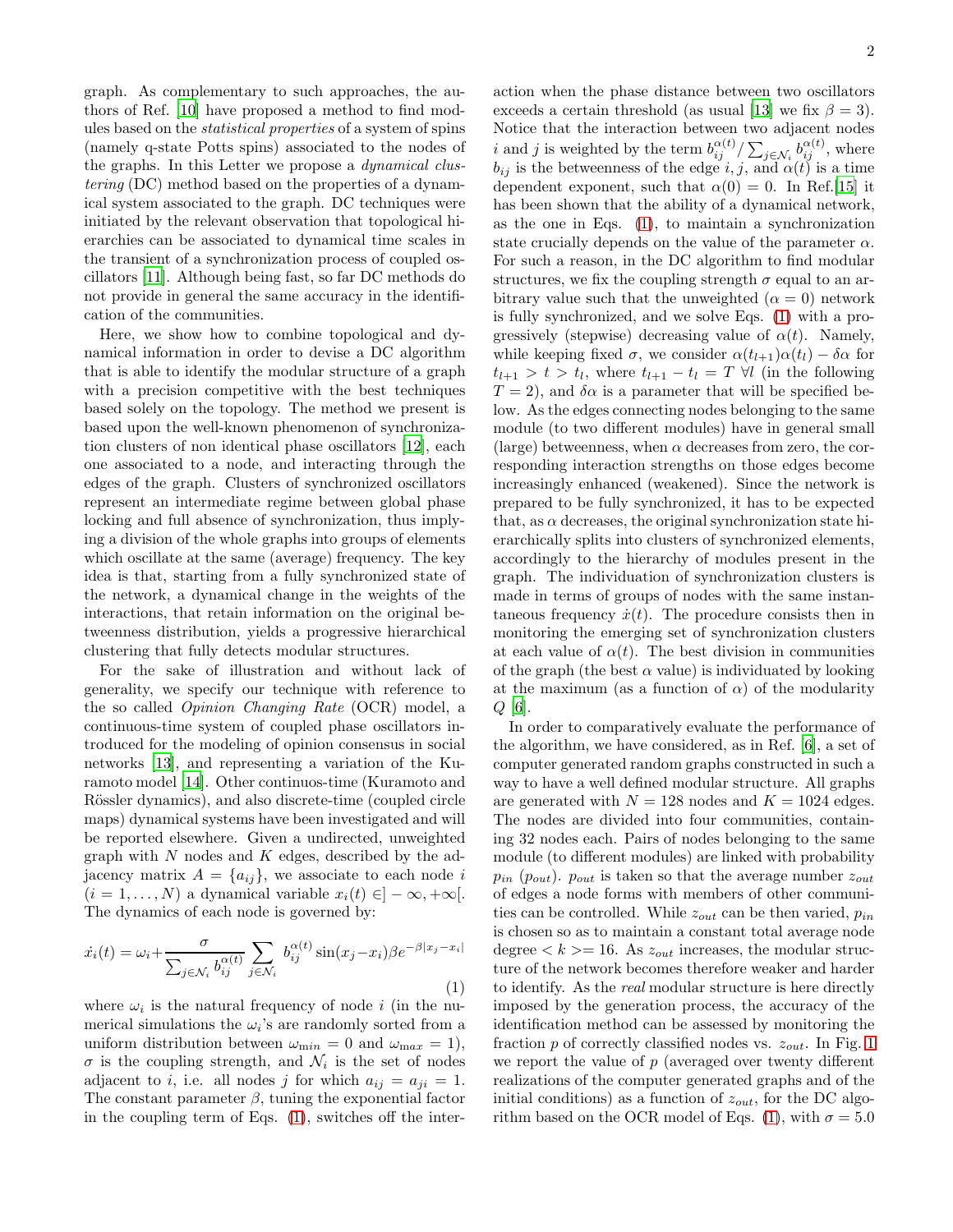graph. As complementary to such approaches, the authors of Ref. [10] have proposed a method to find modules based on the *statistical properties* of a system of spins (namely q-state Potts spins) associated to the nodes of the graphs. In this Letter we propose a *dynamical clustering* (DC) method based on the properties of a dynamical system associated to the graph. DC techniques were initiated by the relevant observation that topological hierarchies can be associated to dynamical time scales in the transient of a synchronization process of coupled oscillators [11]. Although being fast, so far DC methods do not provide in general the same accuracy in the identification of the communities.

Here, we show how to combine topological and dynamical information in order to devise a DC algorithm that is able to identify the modular structure of a graph with a precision competitive with the best techniques based solely on the topology. The method we present is based upon the well-known phenomenon of synchronization clusters of non identical phase oscillators [12], each one associated to a node, and interacting through the edges of the graph. Clusters of synchronized oscillators represent an intermediate regime between global phase locking and full absence of synchronization, thus implying a division of the whole graphs into groups of elements which oscillate at the same (average) frequency. The key idea is that, starting from a fully synchronized state of the network, a dynamical change in the weights of the interactions, that retain information on the original betweenness distribution, yields a progressive hierarchical clustering that fully detects modular structures.

For the sake of illustration and without lack of generality, we specify our technique with reference to the so called *Opinion Changing Rate* (OCR) model, a continuous-time system of coupled phase oscillators introduced for the modeling of opinion consensus in social networks [13], and representing a variation of the Kuramoto model [14]. Other continuos-time (Kuramoto and Rössler dynamics), and also discrete-time (coupled circle maps) dynamical systems have been investigated and will be reported elsewhere. Given a undirected, unweighted graph with $N$ nodes and $K$ edges, described by the adjacency matrix $A = \{a_{ij}\}$, we associate to each node $i$ ($i = 1, \dots, N$) a dynamical variable $x_i(t) \in ]-\infty, +\infty[$. The dynamics of each node is governed by:

$$\dot{x}_i(t) = \omega_i + \frac{\sigma}{\sum_{j \in \mathcal{N}_i} b_{ij}^{\alpha(t)}} \sum_{j \in \mathcal{N}_i} b_{ij}^{\alpha(t)} \sin(x_j - x_i) \beta e^{-\beta |x_j - x_i|} \tag{1}$$

where $\omega_i$ is the natural frequency of node $i$ (in the numerical simulations the $\omega_i$'s are randomly sorted from a uniform distribution between $\omega_{min} = 0$ and $\omega_{\max} = 1$), $\sigma$ is the coupling strength, and $\mathcal{N}_i$ is the set of nodes adjacent to $i$, i.e. all nodes $j$ for which $a_{ij} = a_{ji} = 1$. The constant parameter $\beta$, tuning the exponential factor in the coupling term of Eqs. (1), switches off the interaction when the phase distance between two oscillators exceeds a certain threshold (as usual [13] we fix $\beta = 3$). Notice that the interaction between two adjacent nodes $i$ and $j$ is weighted by the term $b_{ij}^{\alpha(t)} / \sum_{j \in \mathcal{N}_i} b_{ij}^{\alpha(t)}$, where $b_{ij}$ is the betweenness of the edge $i, j$, and $\alpha(t)$ is a time dependent exponent, such that $\alpha(0) = 0$. In Ref.[15] it has been shown that the ability of a dynamical network, as the one in Eqs. (1), to maintain a synchronization state crucially depends on the value of the parameter $\alpha$. For such a reason, in the DC algorithm to find modular structures, we fix the coupling strength $\sigma$ equal to an arbitrary value such that the unweighted ($\alpha = 0$) network is fully synchronized, and we solve Eqs. (1) with a progressively (stepwise) decreasing value of $\alpha(t)$. Namely, while keeping fixed $\sigma$, we consider $\alpha(t_{l+1}) \alpha(t_l) - \delta\alpha$ for $t_{l+1} > t > t_l$, where $t_{l+1} - t_l = T \; \forall l$ (in the following $T = 2$), and $\delta\alpha$ is a parameter that will be specified below. As the edges connecting nodes belonging to the same module (to two different modules) have in general small (large) betweenness, when $\alpha$ decreases from zero, the corresponding interaction strengths on those edges become increasingly enhanced (weakened). Since the network is prepared to be fully synchronized, it has to be expected that, as $\alpha$ decreases, the original synchronization state hierarchically splits into clusters of synchronized elements, accordingly to the hierarchy of modules present in the graph. The individuation of synchronization clusters is made in terms of groups of nodes with the same instantaneous frequency $\dot{x}(t)$. The procedure consists then in monitoring the emerging set of synchronization clusters at each value of $\alpha(t)$. The best division in communities of the graph (the best $\alpha$ value) is individuated by looking at the maximum (as a function of $\alpha$) of the modularity $Q$ [6].

In order to comparatively evaluate the performance of the algorithm, we have considered, as in Ref. [6], a set of computer generated random graphs constructed in such a way to have a well defined modular structure. All graphs are generated with $N = 128$ nodes and $K = 1024$ edges. The nodes are divided into four communities, containing 32 nodes each. Pairs of nodes belonging to the same module (to different modules) are linked with probability $p_{in}$ ($p_{out}$). $p_{out}$ is taken so that the average number $z_{out}$ of edges a node forms with members of other communities can be controlled. While $z_{out}$ can be then varied, $p_{in}$ is chosen so as to maintain a constant total average node degree $< k >= 16$. As $z_{out}$ increases, the modular structure of the network becomes therefore weaker and harder to identify. As the *real* modular structure is here directly imposed by the generation process, the accuracy of the identification method can be assessed by monitoring the fraction $p$ of correctly classified nodes vs. $z_{out}$. In Fig. 1 we report the value of $p$ (averaged over twenty different realizations of the computer generated graphs and of the initial conditions) as a function of $z_{out}$, for the DC algorithm based on the OCR model of Eqs. (1), with $\sigma = 5.0$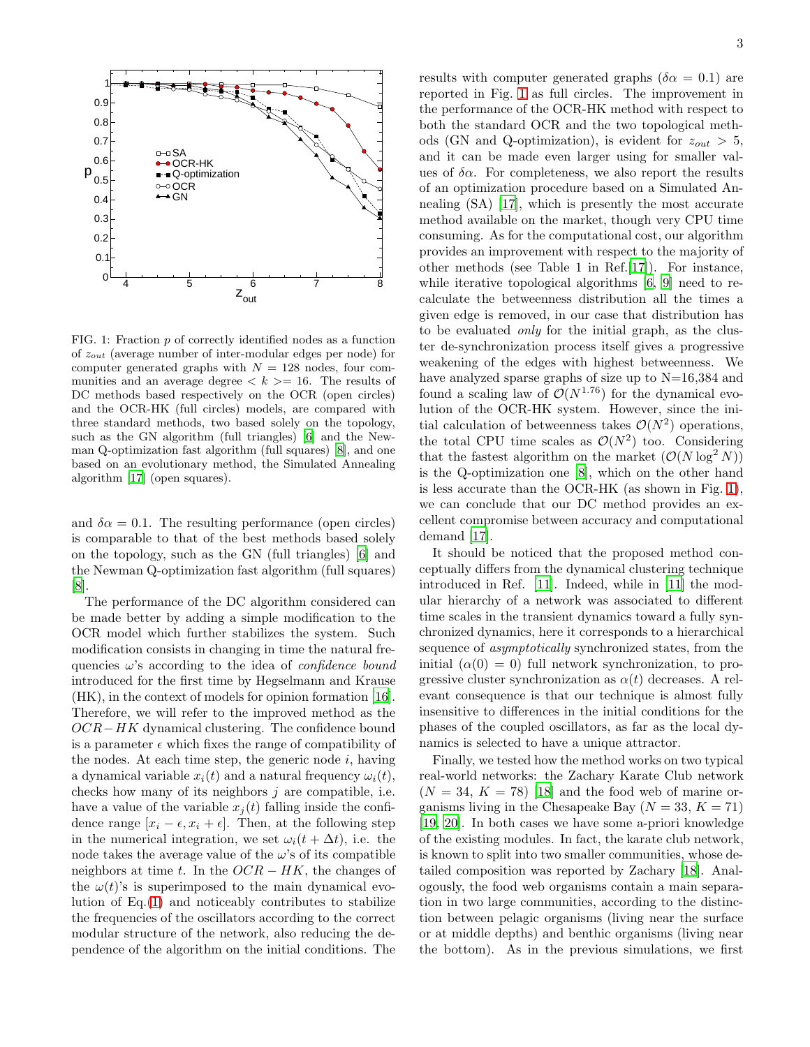FIG. 1: Fraction $p$ of correctly identified nodes as a function of $z_{out}$ (average number of inter-modular edges per node) for computer generated graphs with $N = 128$ nodes, four communities and an average degree $< k >= 16$. The results of DC methods based respectively on the OCR (open circles) and the OCR-HK (full circles) models, are compared with three standard methods, two based solely on the topology, such as the GN algorithm (full triangles) [6] and the Newman Q-optimization fast algorithm (full squares) [8], and one based on an evolutionary method, the Simulated Annealing algorithm [17] (open squares).

and $\delta\alpha = 0.1$. The resulting performance (open circles) is comparable to that of the best methods based solely on the topology, such as the GN (full triangles) [6] and the Newman Q-optimization fast algorithm (full squares) [8].

The performance of the DC algorithm considered can be made better by adding a simple modification to the OCR model which further stabilizes the system. Such modification consists in changing in time the natural frequencies $\omega$'s according to the idea of *confidence bound* introduced for the first time by Hegselmann and Krause (HK), in the context of models for opinion formation [16]. Therefore, we will refer to the improved method as the $OCR-HK$ dynamical clustering. The confidence bound is a parameter $\epsilon$ which fixes the range of compatibility of the nodes. At each time step, the generic node $i$, having a dynamical variable $x_i(t)$ and a natural frequency $\omega_i(t)$, checks how many of its neighbors $j$ are compatible, i.e. have a value of the variable $x_j(t)$ falling inside the confidence range $[x_i - \epsilon, x_i + \epsilon]$. Then, at the following step in the numerical integration, we set $\omega_i(t + \Delta t)$, i.e. the node takes the average value of the $\omega$'s of its compatible neighbors at time $t$. In the $OCR-HK$, the changes of the $\omega(t)$'s is superimposed to the main dynamical evolution of Eq.(1) and noticeably contributes to stabilize the frequencies of the oscillators according to the correct modular structure of the network, also reducing the dependence of the algorithm on the initial conditions. The results with computer generated graphs ($\delta\alpha = 0.1$) are reported in Fig. 1 as full circles. The improvement in the performance of the OCR-HK method with respect to both the standard OCR and the two topological methods (GN and Q-optimization), is evident for $z_{out} > 5$, and it can be made even larger using for smaller values of $\delta\alpha$. For completeness, we also report the results of an optimization procedure based on a Simulated Annealing (SA) [17], which is presently the most accurate method available on the market, though very CPU time consuming. As for the computational cost, our algorithm provides an improvement with respect to the majority of other methods (see Table 1 in Ref.[17]). For instance, while iterative topological algorithms [6, 9] need to recalculate the betweenness distribution all the times a given edge is removed, in our case that distribution has to be evaluated *only* for the initial graph, as the cluster de-synchronization process itself gives a progressive weakening of the edges with highest betweenness. We have analyzed sparse graphs of size up to N=16,384 and found a scaling law of $\mathcal{O}(N^{1.76})$ for the dynamical evolution of the OCR-HK system. However, since the initial calculation of betweenness takes $\mathcal{O}(N^2)$ operations, the total CPU time scales as $\mathcal{O}(N^2)$ too. Considering that the fastest algorithm on the market ($\mathcal{O}(N \log^2 N)$) is the Q-optimization one [8], which on the other hand is less accurate than the OCR-HK (as shown in Fig. 1), we can conclude that our DC method provides an excellent compromise between accuracy and computational demand [17].

It should be noticed that the proposed method conceptually differs from the dynamical clustering technique introduced in Ref. [11]. Indeed, while in [11] the modular hierarchy of a network was associated to different time scales in the transient dynamics toward a fully synchronized dynamics, here it corresponds to a hierarchical sequence of *asymptotically* synchronized states, from the initial ($\alpha(0) = 0$) full network synchronization, to progressive cluster synchronization as $\alpha(t)$ decreases. A relevant consequence is that our technique is almost fully insensitive to differences in the initial conditions for the phases of the coupled oscillators, as far as the local dynamics is selected to have a unique attractor.

Finally, we tested how the method works on two typical real-world networks: the Zachary Karate Club network ($N = 34$, $K = 78$) [18] and the food web of marine organisms living in the Chesapeake Bay ($N = 33$, $K = 71$) [19, 20]. In both cases we have some a-priori knowledge of the existing modules. In fact, the karate club network, is known to split into two smaller communities, whose detailed composition was reported by Zachary [18]. Analogously, the food web organisms contain a main separation in two large communities, according to the distinction between pelagic organisms (living near the surface or at middle depths) and benthic organisms (living near the bottom). As in the previous simulations, we first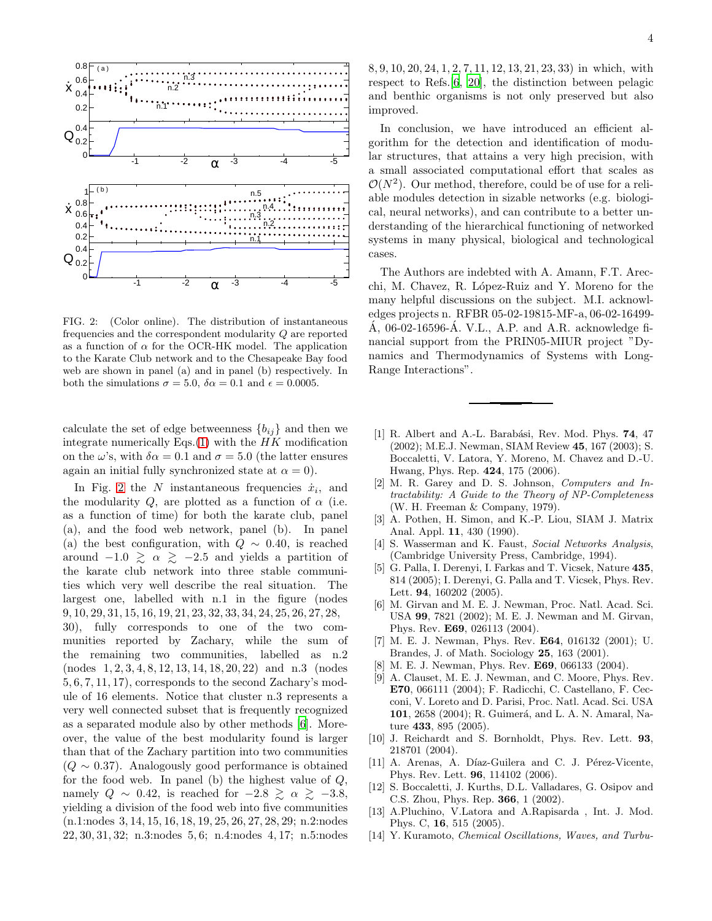FIG. 2: (Color online). The distribution of instantaneous frequencies and the correspondent modularity $Q$ are reported as a function of $\alpha$ for the OCR-HK model. The application to the Karate Club network and to the Chesapeake Bay food web are shown in panel (a) and in panel (b) respectively. In both the simulations $\sigma = 5.0$, $\delta\alpha = 0.1$ and $\epsilon = 0.0005$.

calculate the set of edge betweenness $\{b_{ij}\}$ and then we integrate numerically Eqs.(1) with the $HK$ modification on the $\omega$'s, with $\delta\alpha = 0.1$ and $\sigma = 5.0$ (the latter ensures again an initial fully synchronized state at $\alpha = 0$).

In Fig. 2 the $N$ instantaneous frequencies $\dot{x}_i$, and the modularity $Q$, are plotted as a function of $\alpha$ (i.e. as a function of time) for both the karate club, panel (a), and the food web network, panel (b). In panel (a) the best configuration, with $Q \sim 0.40$, is reached around $-1.0 \gtrsim \alpha \gtrsim -2.5$ and yields a partition of the karate club network into three stable communities which very well describe the real situation. The largest one, labelled with n.1 in the figure (nodes $9, 10, 29, 31, 15, 16, 19, 21, 23, 32, 33, 34, 24, 25, 26, 27, 28, 30$), fully corresponds to one of the two communities reported by Zachary, while the sum of the remaining two communities, labelled as n.2 (nodes $1, 2, 3, 4, 8, 12, 13, 14, 18, 20, 22$) and n.3 (nodes $5, 6, 7, 11, 17$), corresponds to the second Zachary's module of 16 elements. Notice that cluster n.3 represents a very well connected subset that is frequently recognized as a separated module also by other methods [6]. Moreover, the value of the best modularity found is larger than that of the Zachary partition into two communities ($Q \sim 0.37$). Analogously good performance is obtained for the food web. In panel (b) the highest value of $Q$, namely $Q \sim 0.42$, is reached for $-2.8 \gtrsim \alpha \gtrsim -3.8$, yielding a division of the food web into five communities (n.1:nodes $3, 14, 15, 16, 18, 19, 25, 26, 27, 28, 29$; n.2:nodes $22, 30, 31, 32$; n.3:nodes $5, 6$; n.4:nodes $4, 17$; n.5:nodes $8, 9, 10, 20, 24, 1, 2, 7, 11, 12, 13, 21, 23, 33$) in which, with respect to Refs.[6, 20], the distinction between pelagic and benthic organisms is not only preserved but also improved.

In conclusion, we have introduced an efficient algorithm for the detection and identification of modular structures, that attains a very high precision, with a small associated computational effort that scales as $\mathcal{O}(N^2)$. Our method, therefore, could be of use for a reliable modules detection in sizable networks (e.g. biological, neural networks), and can contribute to a better understanding of the hierarchical functioning of networked systems in many physical, biological and technological cases.

The Authors are indebted with A. Amann, F.T. Arecchi, M. Chavez, R. López-Ruiz and Y. Moreno for the many helpful discussions on the subject. M.I. acknowledges projects n. RFBR 05-02-19815-MF-a, 06-02-16499-Á, 06-02-16596-Á. V.L., A.P. and A.R. acknowledge financial support from the PRIN05-MIUR project "Dynamics and Thermodynamics of Systems with Long-Range Interactions".

---

[1] R. Albert and A.-L. Barabási, Rev. Mod. Phys. **74**, 47 (2002); M.E.J. Newman, SIAM Review **45**, 167 (2003); S. Boccaletti, V. Latora, Y. Moreno, M. Chavez and D.-U. Hwang, Phys. Rep. **424**, 175 (2006).

[2] M. R. Garey and D. S. Johnson, *Computers and Intractability: A Guide to the Theory of NP-Completeness* (W. H. Freeman & Company, 1979).

[3] A. Pothen, H. Simon, and K.-P. Liou, SIAM J. Matrix Anal. Appl. **11**, 430 (1990).

[4] S. Wasserman and K. Faust, *Social Networks Analysis*, (Cambridge University Press, Cambridge, 1994).

[5] G. Palla, I. Derenyi, I. Farkas and T. Vicsek, Nature **435**, 814 (2005); I. Derenyi, G. Palla and T. Vicsek, Phys. Rev. Lett. **94**, 160202 (2005).

[6] M. Girvan and M. E. J. Newman, Proc. Natl. Acad. Sci. USA **99**, 7821 (2002); M. E. J. Newman and M. Girvan, Phys. Rev. **E69**, 026113 (2004).

[7] M. E. J. Newman, Phys. Rev. **E64**, 016132 (2001); U. Brandes, J. of Math. Sociology **25**, 163 (2001).

[8] M. E. J. Newman, Phys. Rev. **E69**, 066133 (2004).

[9] A. Clauset, M. E. J. Newman, and C. Moore, Phys. Rev. **E70**, 066111 (2004); F. Radicchi, C. Castellano, F. Cecconi, V. Loreto and D. Parisi, Proc. Natl. Acad. Sci. USA **101**, 2658 (2004); R. Guimerá, and L. A. N. Amaral, Nature **433**, 895 (2005).

[10] J. Reichardt and S. Bornholdt, Phys. Rev. Lett. **93**, 218701 (2004).

[11] A. Arenas, A. Díaz-Guilera and C. J. Pérez-Vicente, Phys. Rev. Lett. **96**, 114102 (2006).

[12] S. Boccaletti, J. Kurths, D.L. Valladares, G. Osipov and C.S. Zhou, Phys. Rep. **366**, 1 (2002).

[13] A.Pluchino, V.Latora and A.Rapisarda , Int. J. Mod. Phys. C, **16**, 515 (2005).

[14] Y. Kuramoto, *Chemical Oscillations, Waves, and Turbu-*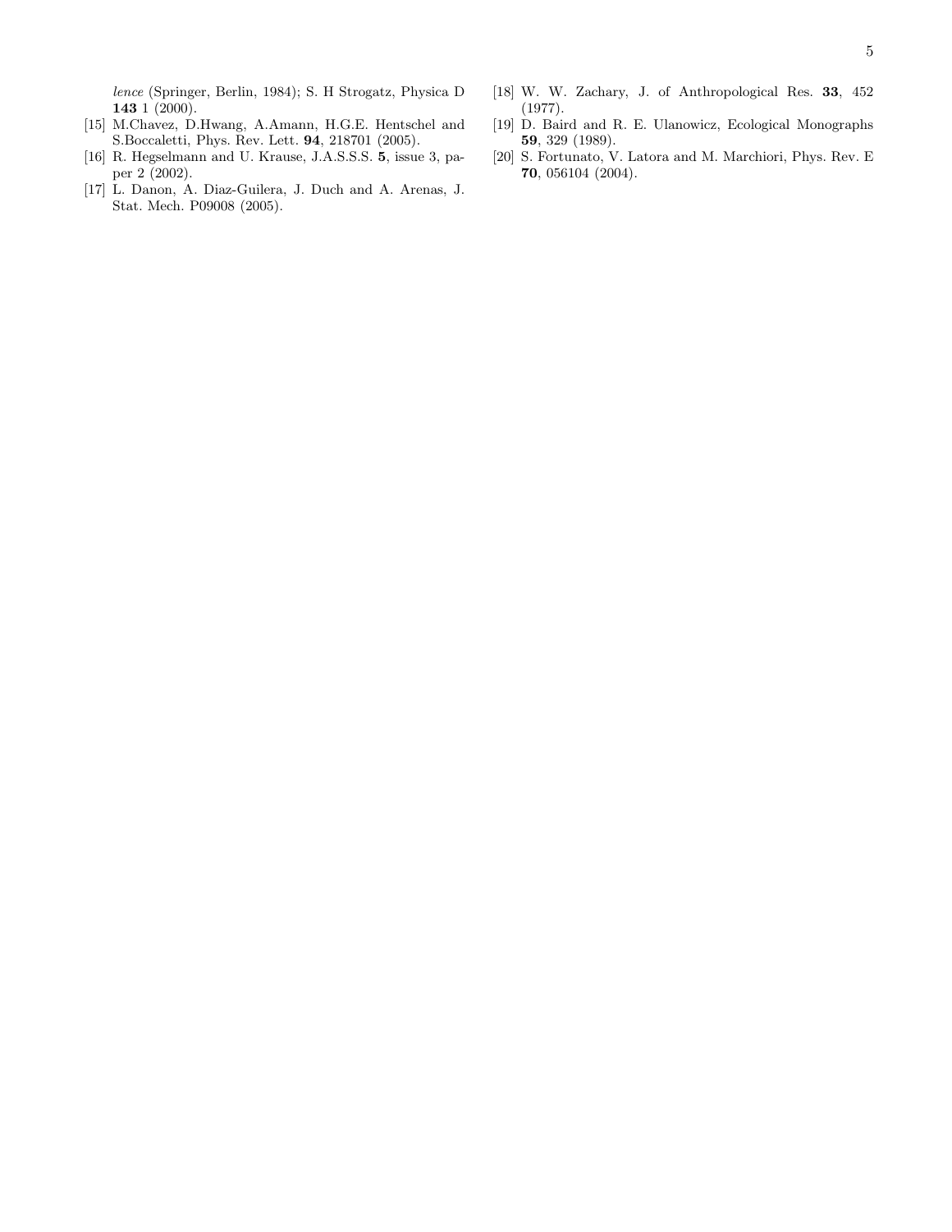*lence* (Springer, Berlin, 1984); S. H Strogatz, Physica D **143** 1 (2000).

[15] M.Chavez, D.Hwang, A.Amann, H.G.E. Hentschel and S.Boccaletti, Phys. Rev. Lett. **94**, 218701 (2005).

[16] R. Hegselmann and U. Krause, J.A.S.S.S. **5**, issue 3, paper 2 (2002).

[17] L. Danon, A. Diaz-Guilera, J. Duch and A. Arenas, J. Stat. Mech. P09008 (2005).

[18] W. W. Zachary, J. of Anthropological Res. **33**, 452 (1977).

[19] D. Baird and R. E. Ulanowicz, Ecological Monographs **59**, 329 (1989).

[20] S. Fortunato, V. Latora and M. Marchiori, Phys. Rev. E **70**, 056104 (2004).